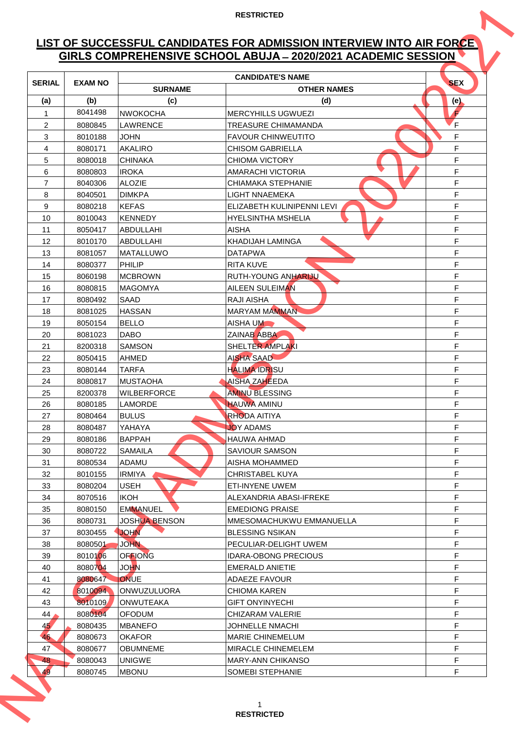RESTRICTED

# LIST OF SUCCESSFUL CANDIDATES FOR ADMISSION INTERVIEW INTO AIR FORCE GIRLS COMPREHENSIVE SCHOOL ABUJA – 2020/2021 ACADEMIC SESSION

| SERIAL | EXAM NO | CANDIDATE'S NAME | | SEX |
|---|---|---|---|---|
| | | SURNAME | OTHER NAMES | |
| (a) | (b) | (c) | (d) | (e) |
| 1 | 8041498 | NWOKOCHA | MERCYHILLS UGWUEZI | F |
| 2 | 8080845 | LAWRENCE | TREASURE CHIMAMANDA | F |
| 3 | 8010188 | JOHN | FAVOUR CHINWEUTITO | F |
| 4 | 8080171 | AKALIRO | CHISOM GABRIELLA | F |
| 5 | 8080018 | CHINAKA | CHIOMA VICTORY | F |
| 6 | 8080803 | IROKA | AMARACHI VICTORIA | F |
| 7 | 8040306 | ALOZIE | CHIAMAKA STEPHANIE | F |
| 8 | 8040501 | DIMKPA | LIGHT NNAEMEKA | F |
| 9 | 8080218 | KEFAS | ELIZABETH KULINIPENNI LEVI | F |
| 10 | 8010043 | KENNEDY | HYELSINTHA MSHELIA | F |
| 11 | 8050417 | ABDULLAHI | AISHA | F |
| 12 | 8010170 | ABDULLAHI | KHADIJAH LAMINGA | F |
| 13 | 8081057 | MATALLUWO | DATAPWA | F |
| 14 | 8080377 | PHILIP | RITA KUVE | F |
| 15 | 8060198 | MCBROWN | RUTH-YOUNG ANHARIJU | F |
| 16 | 8080815 | MAGOMYA | AILEEN SULEIMAN | F |
| 17 | 8080492 | SAAD | RAJI AISHA | F |
| 18 | 8081025 | HASSAN | MARYAM MAMMAN | F |
| 19 | 8050154 | BELLO | AISHA UM | F |
| 20 | 8081023 | DABO | ZAINAB ABBA | F |
| 21 | 8200318 | SAMSON | SHELTER AMPLAKI | F |
| 22 | 8050415 | AHMED | AISHA SAAD | F |
| 23 | 8080144 | TARFA | HALIMA IDRISU | F |
| 24 | 8080817 | MUSTAOHA | AISHA ZAHEEDA | F |
| 25 | 8200378 | WILBERFORCE | AMINU BLESSING | F |
| 26 | 8080185 | LAMORDE | HAUWA AMINU | F |
| 27 | 8080464 | BULUS | RHODA AITIYA | F |
| 28 | 8080487 | YAHAYA | JOY ADAMS | F |
| 29 | 8080186 | BAPPAH | HAUWA AHMAD | F |
| 30 | 8080722 | SAMAILA | SAVIOUR SAMSON | F |
| 31 | 8080534 | ADAMU | AISHA MOHAMMED | F |
| 32 | 8010155 | IRMIYA | CHRISTABEL KUYA | F |
| 33 | 8080204 | USEH | ETI-INYENE UWEM | F |
| 34 | 8070516 | IKOH | ALEXANDRIA ABASI-IFREKE | F |
| 35 | 8080150 | EMMANUEL | EMEDIONG PRAISE | F |
| 36 | 8080731 | JOSHUA BENSON | MMESOMACHUKWU EMMANUELLA | F |
| 37 | 8030455 | JOHN | BLESSING NSIKAN | F |
| 38 | 8080501 | JOHN | PECULIAR-DELIGHT UWEM | F |
| 39 | 8010106 | OFFIONG | IDARA-OBONG PRECIOUS | F |
| 40 | 8080704 | JOHN | EMERALD ANIETIE | F |
| 41 | 8080647 | ONUE | ADAEZE FAVOUR | F |
| 42 | 8010094 | ONWUZULUORA | CHIOMA KAREN | F |
| 43 | 8010109 | ONWUTEAKA | GIFT ONYINYECHI | F |
| 44 | 8080104 | OFODUM | CHIZARAM VALERIE | F |
| 45 | 8080435 | MBANEFO | JOHNELLE NMACHI | F |
| 46 | 8080673 | OKAFOR | MARIE CHINEMELUM | F |
| 47 | 8080677 | OBUMNEME | MIRACLE CHINEMELEM | F |
| 48 | 8080043 | UNIGWE | MARY-ANN CHIKANSO | F |
| 49 | 8080745 | MBONU | SOMEBI STEPHANIE | F |

RESTRICTED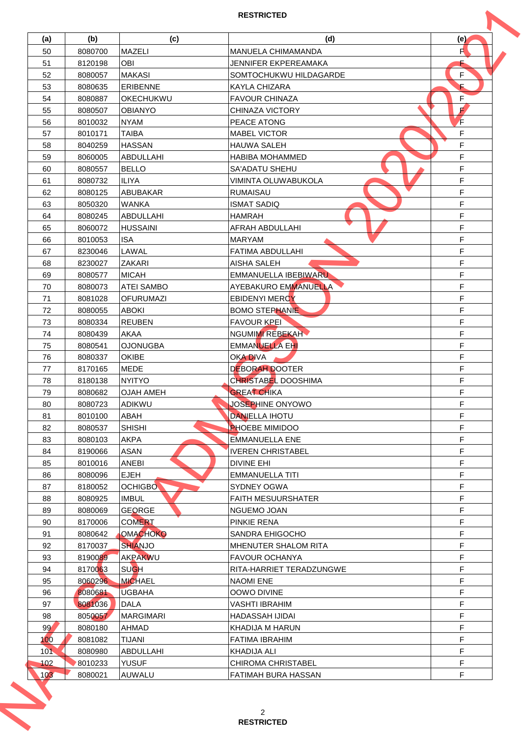RESTRICTED

| (a) | (b) | (c) | (d) | (e) |
|---|---|---|---|---|
| 50 | 8080700 | MAZELI | MANUELA CHIMAMANDA | F |
| 51 | 8120198 | OBI | JENNIFER EKPEREAMAKA | F |
| 52 | 8080057 | MAKASI | SOMTOCHUKWU HILDAGARDE | F |
| 53 | 8080635 | ERIBENNE | KAYLA CHIZARA | F |
| 54 | 8080887 | OKECHUKWU | FAVOUR CHINAZA | F |
| 55 | 8080507 | OBIANYO | CHINAZA VICTORY | F |
| 56 | 8010032 | NYAM | PEACE ATONG | F |
| 57 | 8010171 | TAIBA | MABEL VICTOR | F |
| 58 | 8040259 | HASSAN | HAUWA SALEH | F |
| 59 | 8060005 | ABDULLAHI | HABIBA MOHAMMED | F |
| 60 | 8080557 | BELLO | SA'ADATU SHEHU | F |
| 61 | 8080732 | ILIYA | VIMINTA OLUWABUKOLA | F |
| 62 | 8080125 | ABUBAKAR | RUMAISAU | F |
| 63 | 8050320 | WANKA | ISMAT SADIQ | F |
| 64 | 8080245 | ABDULLAHI | HAMRAH | F |
| 65 | 8060072 | HUSSAINI | AFRAH ABDULLAHI | F |
| 66 | 8010053 | ISA | MARYAM | F |
| 67 | 8230046 | LAWAL | FATIMA ABDULLAHI | F |
| 68 | 8230027 | ZAKARI | AISHA SALEH | F |
| 69 | 8080577 | MICAH | EMMANUELLA IBEBIWARU | F |
| 70 | 8080073 | ATEI SAMBO | AYEBAKURO EMMANUELLA | F |
| 71 | 8081028 | OFURUMAZI | EBIDENYI MERCY | F |
| 72 | 8080055 | ABOKI | BOMO STEPHANIE | F |
| 73 | 8080334 | REUBEN | FAVOUR KPEI | F |
| 74 | 8080439 | AKAA | NGUMIMI REBEKAH | F |
| 75 | 8080541 | OJONUGBA | EMMANUELLA EHI | F |
| 76 | 8080337 | OKIBE | OKA DIVA | F |
| 77 | 8170165 | MEDE | DEBORAH DOOTER | F |
| 78 | 8180138 | NYITYO | CHRISTABEL DOOSHIMA | F |
| 79 | 8080682 | OJAH AMEH | GREAT CHIKA | F |
| 80 | 8080723 | ADIKWU | JOSEPHINE ONYOWO | F |
| 81 | 8010100 | ABAH | DANIELLA IHOTU | F |
| 82 | 8080537 | SHISHI | PHOEBE MIMIDOO | F |
| 83 | 8080103 | AKPA | EMMANUELLA ENE | F |
| 84 | 8190066 | ASAN | IVEREN CHRISTABEL | F |
| 85 | 8010016 | ANEBI | DIVINE EHI | F |
| 86 | 8080096 | EJEH | EMMANUELLA TITI | F |
| 87 | 8180052 | OCHIGBO | SYDNEY OGWA | F |
| 88 | 8080925 | IMBUL | FAITH MESUURSHATER | F |
| 89 | 8080069 | GEORGE | NGUEMO JOAN | F |
| 90 | 8170006 | COMERT | PINKIE RENA | F |
| 91 | 8080642 | OMACHOKO | SANDRA EHIGOCHO | F |
| 92 | 8170037 | SHIANJO | MHENUTER SHALOM RITA | F |
| 93 | 8190089 | AKPAKWU | FAVOUR OCHANYA | F |
| 94 | 8170063 | SUGH | RITA-HARRIET TERADZUNGWE | F |
| 95 | 8060296 | MICHAEL | NAOMI ENE | F |
| 96 | 8080681 | UGBAHA | OOWO DIVINE | F |
| 97 | 8081036 | DALA | VASHTI IBRAHIM | F |
| 98 | 8050057 | MARGIMARI | HADASSAH IJIDAI | F |
| 99 | 8080180 | AHMAD | KHADIJA M HARUN | F |
| 100 | 8081082 | TIJANI | FATIMA IBRAHIM | F |
| 101 | 8080980 | ABDULLAHI | KHADIJA ALI | F |
| 102 | 8010233 | YUSUF | CHIROMA CHRISTABEL | F |
| 103 | 8080021 | AUWALU | FATIMAH BURA HASSAN | F |

RESTRICTED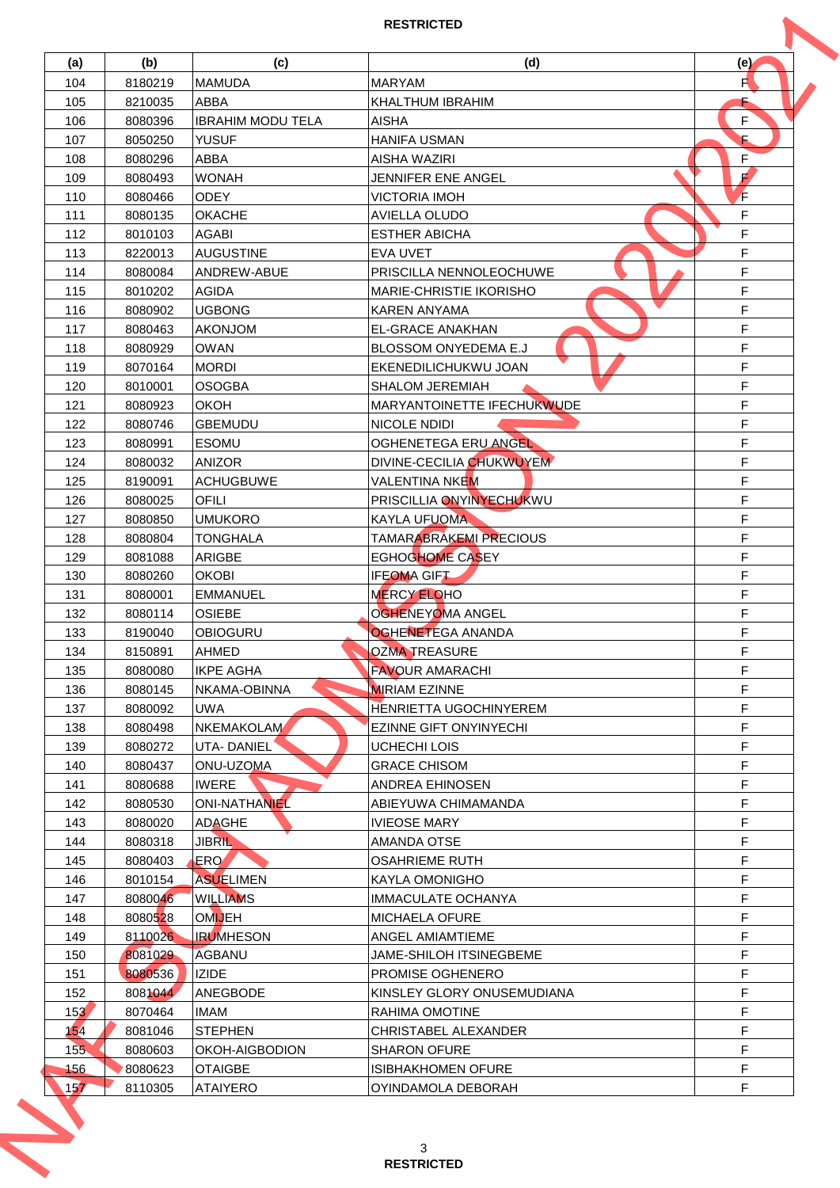| (a) | (b) | (c) | (d) | (e) |
|---|---|---|---|---|
| 104 | 8180219 | MAMUDA | MARYAM | F |
| 105 | 8210035 | ABBA | KHALTHUM IBRAHIM | F |
| 106 | 8080396 | IBRAHIM MODU TELA | AISHA | F |
| 107 | 8050250 | YUSUF | HANIFA USMAN | F |
| 108 | 8080296 | ABBA | AISHA WAZIRI | F |
| 109 | 8080493 | WONAH | JENNIFER ENE ANGEL | F |
| 110 | 8080466 | ODEY | VICTORIA IMOH | F |
| 111 | 8080135 | OKACHE | AVIELLA OLUDO | F |
| 112 | 8010103 | AGABI | ESTHER ABICHA | F |
| 113 | 8220013 | AUGUSTINE | EVA UVET | F |
| 114 | 8080084 | ANDREW-ABUE | PRISCILLA NENNOLEOCHUWE | F |
| 115 | 8010202 | AGIDA | MARIE-CHRISTIE IKORISHO | F |
| 116 | 8080902 | UGBONG | KAREN ANYAMA | F |
| 117 | 8080463 | AKONJOM | EL-GRACE ANAKHAN | F |
| 118 | 8080929 | OWAN | BLOSSOM ONYEDEMA E.J | F |
| 119 | 8070164 | MORDI | EKENEDILICHUKWU JOAN | F |
| 120 | 8010001 | OSOGBA | SHALOM JEREMIAH | F |
| 121 | 8080923 | OKOH | MARYANTOINETTE IFECHUKWUDE | F |
| 122 | 8080746 | GBEMUDU | NICOLE NDIDI | F |
| 123 | 8080991 | ESOMU | OGHENETEGA ERU ANGEL | F |
| 124 | 8080032 | ANIZOR | DIVINE-CECILIA CHUKWUYEM | F |
| 125 | 8190091 | ACHUGBUWE | VALENTINA NKEM | F |
| 126 | 8080025 | OFILI | PRISCILLIA ONYINYECHUKWU | F |
| 127 | 8080850 | UMUKORO | KAYLA UFUOMA | F |
| 128 | 8080804 | TONGHALA | TAMARABRAKEMI PRECIOUS | F |
| 129 | 8081088 | ARIGBE | EGHOGHOME CASEY | F |
| 130 | 8080260 | OKOBI | IFEOMA GIFT | F |
| 131 | 8080001 | EMMANUEL | MERCY ELOHO | F |
| 132 | 8080114 | OSIEBE | OGHENEYOMA ANGEL | F |
| 133 | 8190040 | OBIOGURU | OGHENETEGA ANANDA | F |
| 134 | 8150891 | AHMED | OZMA TREASURE | F |
| 135 | 8080080 | IKPE AGHA | FAVOUR AMARACHI | F |
| 136 | 8080145 | NKAMA-OBINNA | MIRIAM EZINNE | F |
| 137 | 8080092 | UWA | HENRIETTA UGOCHINYEREM | F |
| 138 | 8080498 | NKEMAKOLAM | EZINNE GIFT ONYINYECHI | F |
| 139 | 8080272 | UTA- DANIEL | UCHECHI LOIS | F |
| 140 | 8080437 | ONU-UZOMA | GRACE CHISOM | F |
| 141 | 8080688 | IWERE | ANDREA EHINOSEN | F |
| 142 | 8080530 | ONI-NATHANIEL | ABIEYUWA CHIMAMANDA | F |
| 143 | 8080020 | ADAGHE | IVIEOSE MARY | F |
| 144 | 8080318 | JIBRIL | AMANDA OTSE | F |
| 145 | 8080403 | ERO | OSAHRIEME RUTH | F |
| 146 | 8010154 | ASUELIMEN | KAYLA OMONIGHO | F |
| 147 | 8080046 | WILLIAMS | IMMACULATE OCHANYA | F |
| 148 | 8080528 | OMIJEH | MICHAELA OFURE | F |
| 149 | 8110026 | IRUMHESON | ANGEL AMIAMTIEME | F |
| 150 | 8081029 | AGBANU | JAME-SHILOH ITSINEGBEME | F |
| 151 | 8080536 | IZIDE | PROMISE OGHENERO | F |
| 152 | 8081044 | ANEGBODE | KINSLEY GLORY ONUSEMUDIANA | F |
| 153 | 8070464 | IMAM | RAHIMA OMOTINE | F |
| 154 | 8081046 | STEPHEN | CHRISTABEL ALEXANDER | F |
| 155 | 8080603 | OKOH-AIGBODION | SHARON OFURE | F |
| 156 | 8080623 | OTAIGBE | ISIBHAKHOMEN OFURE | F |
| 157 | 8110305 | ATAIYERO | OYINDAMOLA DEBORAH | F |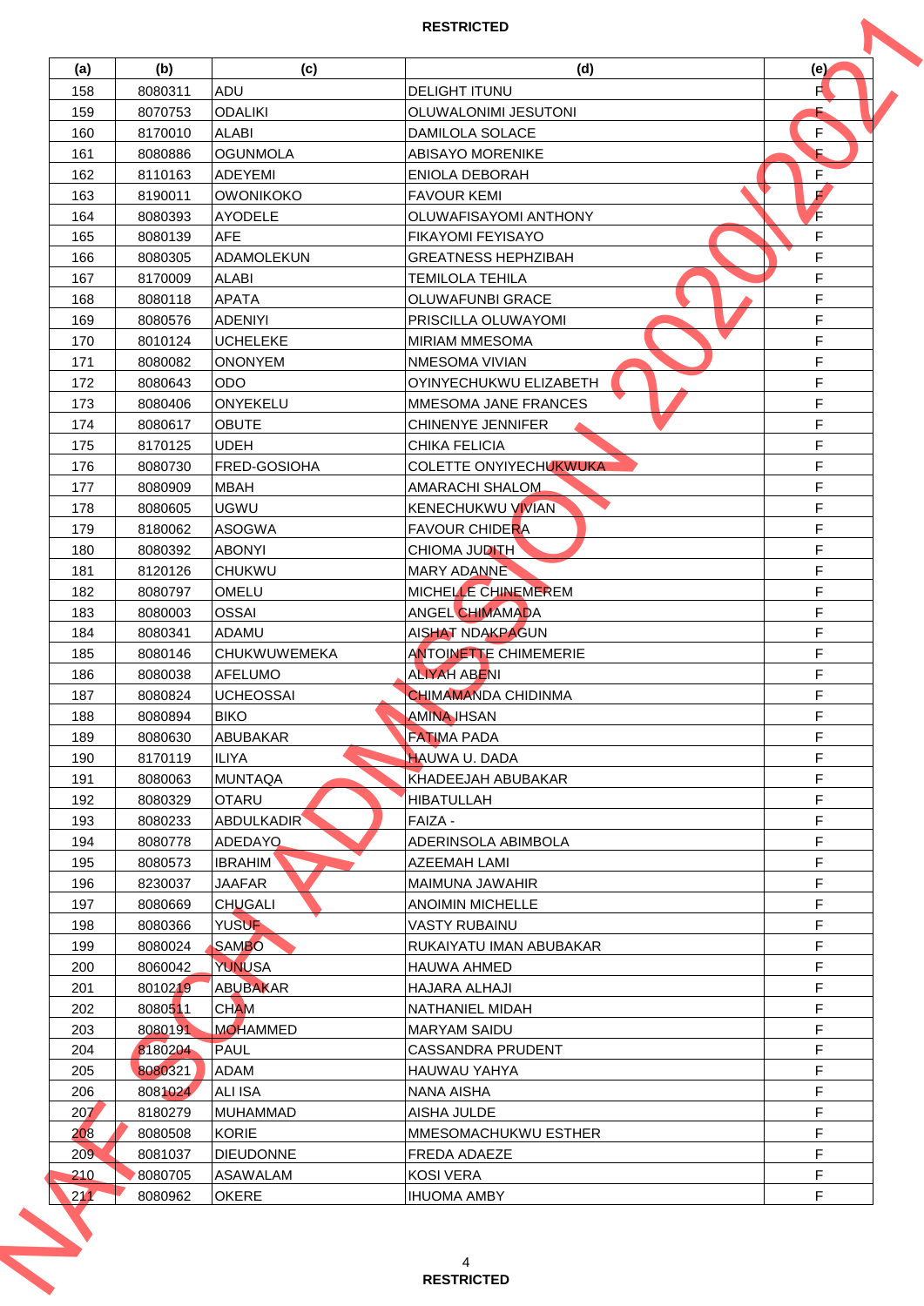| (a) | (b) | (c) | (d) | (e) |
|---|---|---|---|---|
| 158 | 8080311 | ADU | DELIGHT ITUNU | F |
| 159 | 8070753 | ODALIKI | OLUWALONIMI JESUTONI | F |
| 160 | 8170010 | ALABI | DAMILOLA SOLACE | F |
| 161 | 8080886 | OGUNMOLA | ABISAYO MORENIKE | F |
| 162 | 8110163 | ADEYEMI | ENIOLA DEBORAH | F |
| 163 | 8190011 | OWONIKOKO | FAVOUR KEMI | F |
| 164 | 8080393 | AYODELE | OLUWAFISAYOMI ANTHONY | F |
| 165 | 8080139 | AFE | FIKAYOMI FEYISAYO | F |
| 166 | 8080305 | ADAMOLEKUN | GREATNESS HEPHZIBAH | F |
| 167 | 8170009 | ALABI | TEMILOLA TEHILA | F |
| 168 | 8080118 | APATA | OLUWAFUNBI GRACE | F |
| 169 | 8080576 | ADENIYI | PRISCILLA OLUWAYOMI | F |
| 170 | 8010124 | UCHELEKE | MIRIAM MMESOMA | F |
| 171 | 8080082 | ONONYEM | NMESOMA VIVIAN | F |
| 172 | 8080643 | ODO | OYINYECHUKWU ELIZABETH | F |
| 173 | 8080406 | ONYEKELU | MMESOMA JANE FRANCES | F |
| 174 | 8080617 | OBUTE | CHINENYE JENNIFER | F |
| 175 | 8170125 | UDEH | CHIKA FELICIA | F |
| 176 | 8080730 | FRED-GOSIOHA | COLETTE ONYIYECHUKWUKA | F |
| 177 | 8080909 | MBAH | AMARACHI SHALOM | F |
| 178 | 8080605 | UGWU | KENECHUKWU VIVIAN | F |
| 179 | 8180062 | ASOGWA | FAVOUR CHIDERA | F |
| 180 | 8080392 | ABONYI | CHIOMA JUDITH | F |
| 181 | 8120126 | CHUKWU | MARY ADANNE | F |
| 182 | 8080797 | OMELU | MICHELLE CHINEMEREM | F |
| 183 | 8080003 | OSSAI | ANGEL CHIMAMADA | F |
| 184 | 8080341 | ADAMU | AISHAT NDAKPAGUN | F |
| 185 | 8080146 | CHUKWUWEMEKA | ANTOINETTE CHIMEMERIE | F |
| 186 | 8080038 | AFELUMO | ALIYAH ABENI | F |
| 187 | 8080824 | UCHEOSSAI | CHIMAMANDA CHIDINMA | F |
| 188 | 8080894 | BIKO | AMINA IHSAN | F |
| 189 | 8080630 | ABUBAKAR | FATIMA PADA | F |
| 190 | 8170119 | ILIYA | HAUWA U. DADA | F |
| 191 | 8080063 | MUNTAQA | KHADEEJAH ABUBAKAR | F |
| 192 | 8080329 | OTARU | HIBATULLAH | F |
| 193 | 8080233 | ABDULKADIR | FAIZA - | F |
| 194 | 8080778 | ADEDAYO | ADERINSOLA ABIMBOLA | F |
| 195 | 8080573 | IBRAHIM | AZEEMAH LAMI | F |
| 196 | 8230037 | JAAFAR | MAIMUNA JAWAHIR | F |
| 197 | 8080669 | CHUGALI | ANOIMIN MICHELLE | F |
| 198 | 8080366 | YUSUF | VASTY RUBAINU | F |
| 199 | 8080024 | SAMBO | RUKAIYATU IMAN ABUBAKAR | F |
| 200 | 8060042 | YUNUSA | HAUWA AHMED | F |
| 201 | 8010219 | ABUBAKAR | HAJARA ALHAJI | F |
| 202 | 8080511 | CHAM | NATHANIEL MIDAH | F |
| 203 | 8080191 | MOHAMMED | MARYAM SAIDU | F |
| 204 | 8180204 | PAUL | CASSANDRA PRUDENT | F |
| 205 | 8080321 | ADAM | HAUWAU YAHYA | F |
| 206 | 8081024 | ALI ISA | NANA AISHA | F |
| 207 | 8180279 | MUHAMMAD | AISHA JULDE | F |
| 208 | 8080508 | KORIE | MMESOMACHUKWU ESTHER | F |
| 209 | 8081037 | DIEUDONNE | FREDA ADAEZE | F |
| 210 | 8080705 | ASAWALAM | KOSI VERA | F |
| 211 | 8080962 | OKERE | IHUOMA AMBY | F |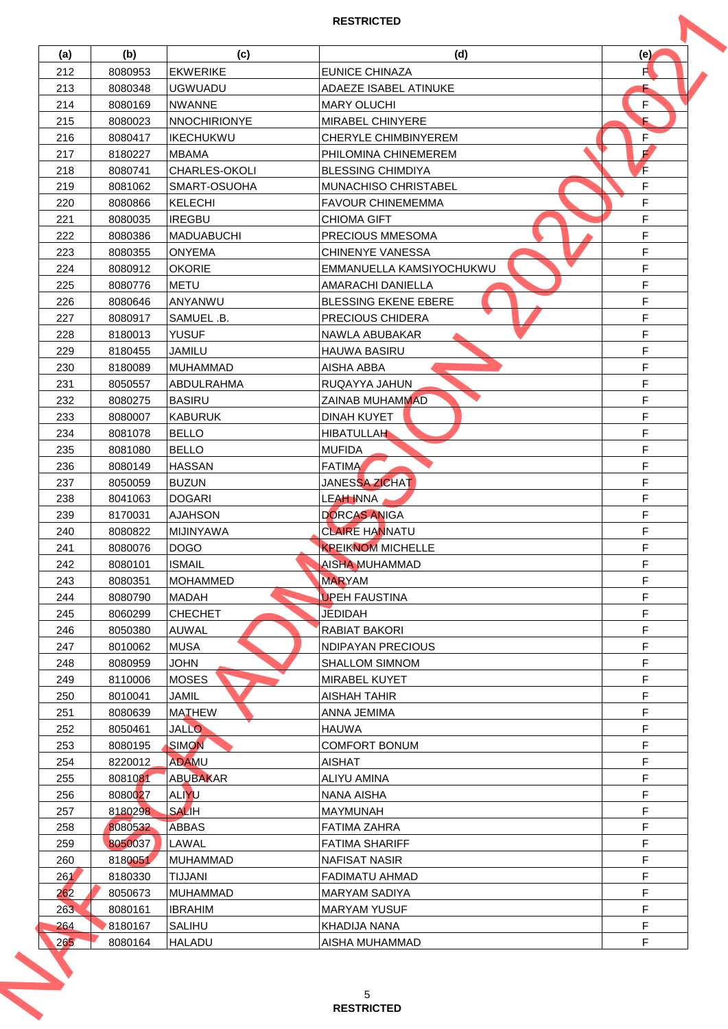RESTRICTED

| (a) | (b) | (c) | (d) | (e) |
|---|---|---|---|---|
| 212 | 8080953 | EKWERIKE | EUNICE CHINAZA | F |
| 213 | 8080348 | UGWUADU | ADAEZE ISABEL ATINUKE | F |
| 214 | 8080169 | NWANNE | MARY OLUCHI | F |
| 215 | 8080023 | NNOCHIRIONYE | MIRABEL CHINYERE | F |
| 216 | 8080417 | IKECHUKWU | CHERYLE CHIMBINYEREM | F |
| 217 | 8180227 | MBAMA | PHILOMINA CHINEMEREM | F |
| 218 | 8080741 | CHARLES-OKOLI | BLESSING CHIMDIYA | F |
| 219 | 8081062 | SMART-OSUOHA | MUNACHISO CHRISTABEL | F |
| 220 | 8080866 | KELECHI | FAVOUR CHINEMEMMA | F |
| 221 | 8080035 | IREGBU | CHIOMA GIFT | F |
| 222 | 8080386 | MADUABUCHI | PRECIOUS MMESOMA | F |
| 223 | 8080355 | ONYEMA | CHINENYE VANESSA | F |
| 224 | 8080912 | OKORIE | EMMANUELLA KAMSIYOCHUKWU | F |
| 225 | 8080776 | METU | AMARACHI DANIELLA | F |
| 226 | 8080646 | ANYANWU | BLESSING EKENE EBERE | F |
| 227 | 8080917 | SAMUEL .B. | PRECIOUS CHIDERA | F |
| 228 | 8180013 | YUSUF | NAWLA ABUBAKAR | F |
| 229 | 8180455 | JAMILU | HAUWA BASIRU | F |
| 230 | 8180089 | MUHAMMAD | AISHA ABBA | F |
| 231 | 8050557 | ABDULRAHMA | RUQAYYA JAHUN | F |
| 232 | 8080275 | BASIRU | ZAINAB MUHAMMAD | F |
| 233 | 8080007 | KABURUK | DINAH KUYET | F |
| 234 | 8081078 | BELLO | HIBATULLAH | F |
| 235 | 8081080 | BELLO | MUFIDA | F |
| 236 | 8080149 | HASSAN | FATIMA | F |
| 237 | 8050059 | BUZUN | JANESSA ZICHAT | F |
| 238 | 8041063 | DOGARI | LEAH INNA | F |
| 239 | 8170031 | AJAHSON | DORCAS ANIGA | F |
| 240 | 8080822 | MIJINYAWA | CLAIRE HANNATU | F |
| 241 | 8080076 | DOGO | KPEIKNOM MICHELLE | F |
| 242 | 8080101 | ISMAIL | AISHA MUHAMMAD | F |
| 243 | 8080351 | MOHAMMED | MARYAM | F |
| 244 | 8080790 | MADAH | UPEH FAUSTINA | F |
| 245 | 8060299 | CHECHET | JEDIDAH | F |
| 246 | 8050380 | AUWAL | RABIAT BAKORI | F |
| 247 | 8010062 | MUSA | NDIPAYAN PRECIOUS | F |
| 248 | 8080959 | JOHN | SHALLOM SIMNOM | F |
| 249 | 8110006 | MOSES | MIRABEL KUYET | F |
| 250 | 8010041 | JAMIL | AISHAH TAHIR | F |
| 251 | 8080639 | MATHEW | ANNA JEMIMA | F |
| 252 | 8050461 | JALLO | HAUWA | F |
| 253 | 8080195 | SIMON | COMFORT BONUM | F |
| 254 | 8220012 | ADAMU | AISHAT | F |
| 255 | 8081081 | ABUBAKAR | ALIYU AMINA | F |
| 256 | 8080027 | ALIYU | NANA AISHA | F |
| 257 | 8180298 | SALIH | MAYMUNAH | F |
| 258 | 8080532 | ABBAS | FATIMA ZAHRA | F |
| 259 | 8050037 | LAWAL | FATIMA SHARIFF | F |
| 260 | 8180051 | MUHAMMAD | NAFISAT NASIR | F |
| 261 | 8180330 | TIJJANI | FADIMATU AHMAD | F |
| 262 | 8050673 | MUHAMMAD | MARYAM SADIYA | F |
| 263 | 8080161 | IBRAHIM | MARYAM YUSUF | F |
| 264 | 8180167 | SALIHU | KHADIJA NANA | F |
| 265 | 8080164 | HALADU | AISHA MUHAMMAD | F |

RESTRICTED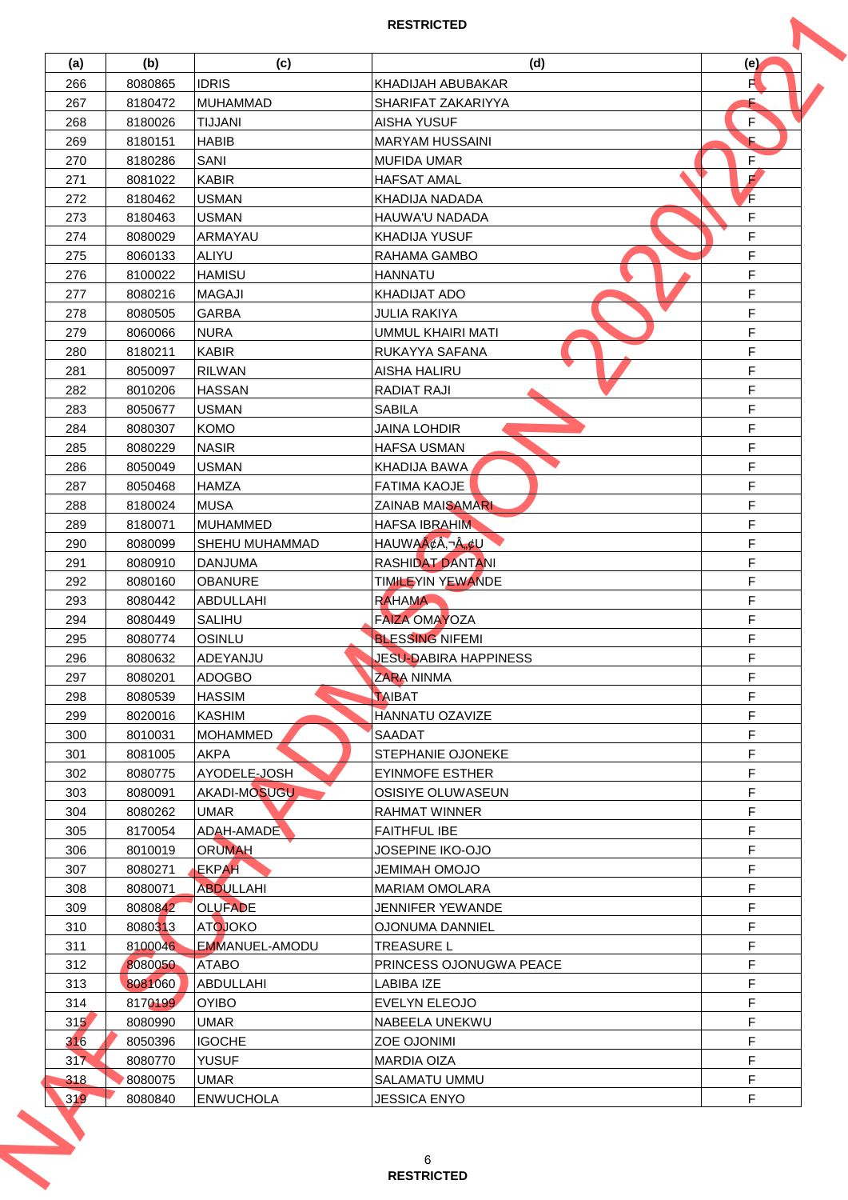| (a) | (b) | (c) | (d) | (e) |
|---|---|---|---|---|
| 266 | 8080865 | IDRIS | KHADIJAH ABUBAKAR | F |
| 267 | 8180472 | MUHAMMAD | SHARIFAT ZAKARIYYA | F |
| 268 | 8180026 | TIJJANI | AISHA YUSUF | F |
| 269 | 8180151 | HABIB | MARYAM HUSSAINI | F |
| 270 | 8180286 | SANI | MUFIDA UMAR | F |
| 271 | 8081022 | KABIR | HAFSAT AMAL | F |
| 272 | 8180462 | USMAN | KHADIJA NADADA | F |
| 273 | 8180463 | USMAN | HAUWA'U NADADA | F |
| 274 | 8080029 | ARMAYAU | KHADIJA YUSUF | F |
| 275 | 8060133 | ALIYU | RAHAMA GAMBO | F |
| 276 | 8100022 | HAMISU | HANNATU | F |
| 277 | 8080216 | MAGAJI | KHADIJAT ADO | F |
| 278 | 8080505 | GARBA | JULIA RAKIYA | F |
| 279 | 8060066 | NURA | UMMUL KHAIRI MATI | F |
| 280 | 8180211 | KABIR | RUKAYYA SAFANA | F |
| 281 | 8050097 | RILWAN | AISHA HALIRU | F |
| 282 | 8010206 | HASSAN | RADIAT RAJI | F |
| 283 | 8050677 | USMAN | SABILA | F |
| 284 | 8080307 | KOMO | JAINA LOHDIR | F |
| 285 | 8080229 | NASIR | HAFSA USMAN | F |
| 286 | 8050049 | USMAN | KHADIJA BAWA | F |
| 287 | 8050468 | HAMZA | FATIMA KAOJE | F |
| 288 | 8180024 | MUSA | ZAINAB MAISAMARI | F |
| 289 | 8180071 | MUHAMMED | HAFSA IBRAHIM | F |
| 290 | 8080099 | SHEHU MUHAMMAD | HAUWAÃ¢Â‚¬Â„¢U | F |
| 291 | 8080910 | DANJUMA | RASHIDAT DANTANI | F |
| 292 | 8080160 | OBANURE | TIMILEYIN YEWANDE | F |
| 293 | 8080442 | ABDULLAHI | RAHAMA | F |
| 294 | 8080449 | SALIHU | FAIZA OMAYOZA | F |
| 295 | 8080774 | OSINLU | BLESSING NIFEMI | F |
| 296 | 8080632 | ADEYANJU | JESU-DABIRA HAPPINESS | F |
| 297 | 8080201 | ADOGBO | ZARA NINMA | F |
| 298 | 8080539 | HASSIM | TAIBAT | F |
| 299 | 8020016 | KASHIM | HANNATU OZAVIZE | F |
| 300 | 8010031 | MOHAMMED | SAADAT | F |
| 301 | 8081005 | AKPA | STEPHANIE OJONEKE | F |
| 302 | 8080775 | AYODELE-JOSH | EYINMOFE ESTHER | F |
| 303 | 8080091 | AKADI-MOSUGU | OSISIYE OLUWASEUN | F |
| 304 | 8080262 | UMAR | RAHMAT WINNER | F |
| 305 | 8170054 | ADAH-AMADE | FAITHFUL IBE | F |
| 306 | 8010019 | ORUMAH | JOSEPINE IKO-OJO | F |
| 307 | 8080271 | EKPAH | JEMIMAH OMOJO | F |
| 308 | 8080071 | ABDULLAHI | MARIAM OMOLARA | F |
| 309 | 8080842 | OLUFADE | JENNIFER YEWANDE | F |
| 310 | 8080313 | ATOJOKO | OJONUMA DANNIEL | F |
| 311 | 8100046 | EMMANUEL-AMODU | TREASURE L | F |
| 312 | 8080050 | ATABO | PRINCESS OJONUGWA PEACE | F |
| 313 | 8081060 | ABDULLAHI | LABIBA IZE | F |
| 314 | 8170199 | OYIBO | EVELYN ELEOJO | F |
| 315 | 8080990 | UMAR | NABEELA UNEKWU | F |
| 316 | 8050396 | IGOCHE | ZOE OJONIMI | F |
| 317 | 8080770 | YUSUF | MARDIA OIZA | F |
| 318 | 8080075 | UMAR | SALAMATU UMMU | F |
| 319 | 8080840 | ENWUCHOLA | JESSICA ENYO | F |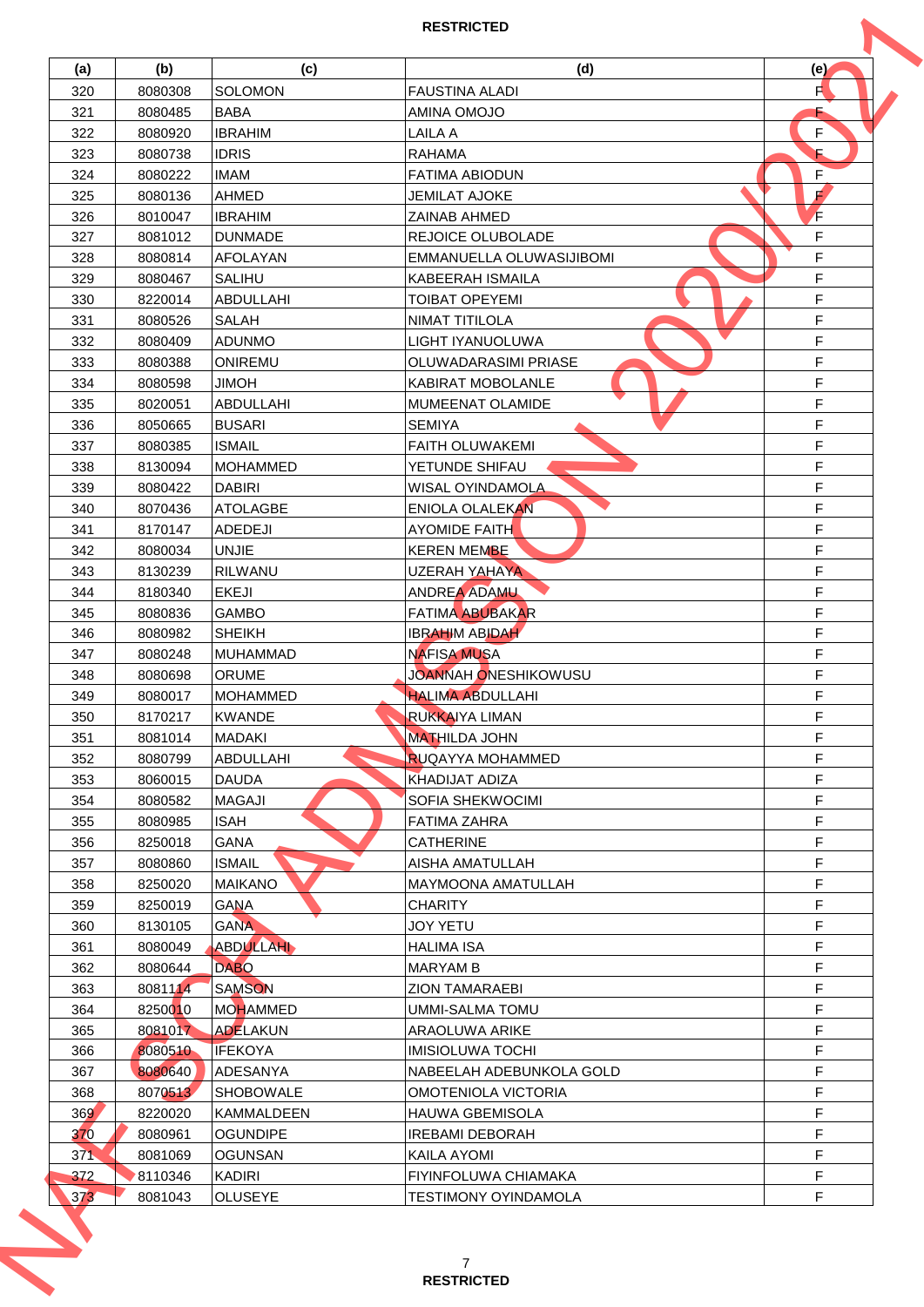| (a) | (b) | (c) | (d) | (e) |
|---|---|---|---|---|
| 320 | 8080308 | SOLOMON | FAUSTINA ALADI | F |
| 321 | 8080485 | BABA | AMINA OMOJO | F |
| 322 | 8080920 | IBRAHIM | LAILA A | F |
| 323 | 8080738 | IDRIS | RAHAMA | F |
| 324 | 8080222 | IMAM | FATIMA ABIODUN | F |
| 325 | 8080136 | AHMED | JEMILAT AJOKE | F |
| 326 | 8010047 | IBRAHIM | ZAINAB AHMED | F |
| 327 | 8081012 | DUNMADE | REJOICE OLUBOLADE | F |
| 328 | 8080814 | AFOLAYAN | EMMANUELLA OLUWASIJIBOMI | F |
| 329 | 8080467 | SALIHU | KABEERAH ISMAILA | F |
| 330 | 8220014 | ABDULLAHI | TOIBAT OPEYEMI | F |
| 331 | 8080526 | SALAH | NIMAT TITILOLA | F |
| 332 | 8080409 | ADUNMO | LIGHT IYANUOLUWA | F |
| 333 | 8080388 | ONIREMU | OLUWADARASIMI PRIASE | F |
| 334 | 8080598 | JIMOH | KABIRAT MOBOLANLE | F |
| 335 | 8020051 | ABDULLAHI | MUMEENAT OLAMIDE | F |
| 336 | 8050665 | BUSARI | SEMIYA | F |
| 337 | 8080385 | ISMAIL | FAITH OLUWAKEMI | F |
| 338 | 8130094 | MOHAMMED | YETUNDE SHIFAU | F |
| 339 | 8080422 | DABIRI | WISAL OYINDAMOLA | F |
| 340 | 8070436 | ATOLAGBE | ENIOLA OLALEKAN | F |
| 341 | 8170147 | ADEDEJI | AYOMIDE FAITH | F |
| 342 | 8080034 | UNJIE | KEREN MEMBE | F |
| 343 | 8130239 | RILWANU | UZERAH YAHAYA | F |
| 344 | 8180340 | EKEJI | ANDREA ADAMU | F |
| 345 | 8080836 | GAMBO | FATIMA ABUBAKAR | F |
| 346 | 8080982 | SHEIKH | IBRAHIM ABIDAH | F |
| 347 | 8080248 | MUHAMMAD | NAFISA MUSA | F |
| 348 | 8080698 | ORUME | JOANNAH ONESHIKOWUSU | F |
| 349 | 8080017 | MOHAMMED | HALIMA ABDULLAHI | F |
| 350 | 8170217 | KWANDE | RUKKAIYA LIMAN | F |
| 351 | 8081014 | MADAKI | MATHILDA JOHN | F |
| 352 | 8080799 | ABDULLAHI | RUQAYYA MOHAMMED | F |
| 353 | 8060015 | DAUDA | KHADIJAT ADIZA | F |
| 354 | 8080582 | MAGAJI | SOFIA SHEKWOCIMI | F |
| 355 | 8080985 | ISAH | FATIMA ZAHRA | F |
| 356 | 8250018 | GANA | CATHERINE | F |
| 357 | 8080860 | ISMAIL | AISHA AMATULLAH | F |
| 358 | 8250020 | MAIKANO | MAYMOONA AMATULLAH | F |
| 359 | 8250019 | GANA | CHARITY | F |
| 360 | 8130105 | GANA | JOY YETU | F |
| 361 | 8080049 | ABDULLAHI | HALIMA ISA | F |
| 362 | 8080644 | DABO | MARYAM B | F |
| 363 | 8081114 | SAMSON | ZION TAMARAEBI | F |
| 364 | 8250010 | MOHAMMED | UMMI-SALMA TOMU | F |
| 365 | 8081017 | ADELAKUN | ARAOLUWA ARIKE | F |
| 366 | 8080510 | IFEKOYA | IMISIOLUWA TOCHI | F |
| 367 | 8080640 | ADESANYA | NABEELAH ADEBUNKOLA GOLD | F |
| 368 | 8070513 | SHOBOWALE | OMOTENIOLA VICTORIA | F |
| 369 | 8220020 | KAMMALDEEN | HAUWA GBEMISOLA | F |
| 370 | 8080961 | OGUNDIPE | IREBAMI DEBORAH | F |
| 371 | 8081069 | OGUNSAN | KAILA AYOMI | F |
| 372 | 8110346 | KADIRI | FIYINFOLUWA CHIAMAKA | F |
| 373 | 8081043 | OLUSEYE | TESTIMONY OYINDAMOLA | F |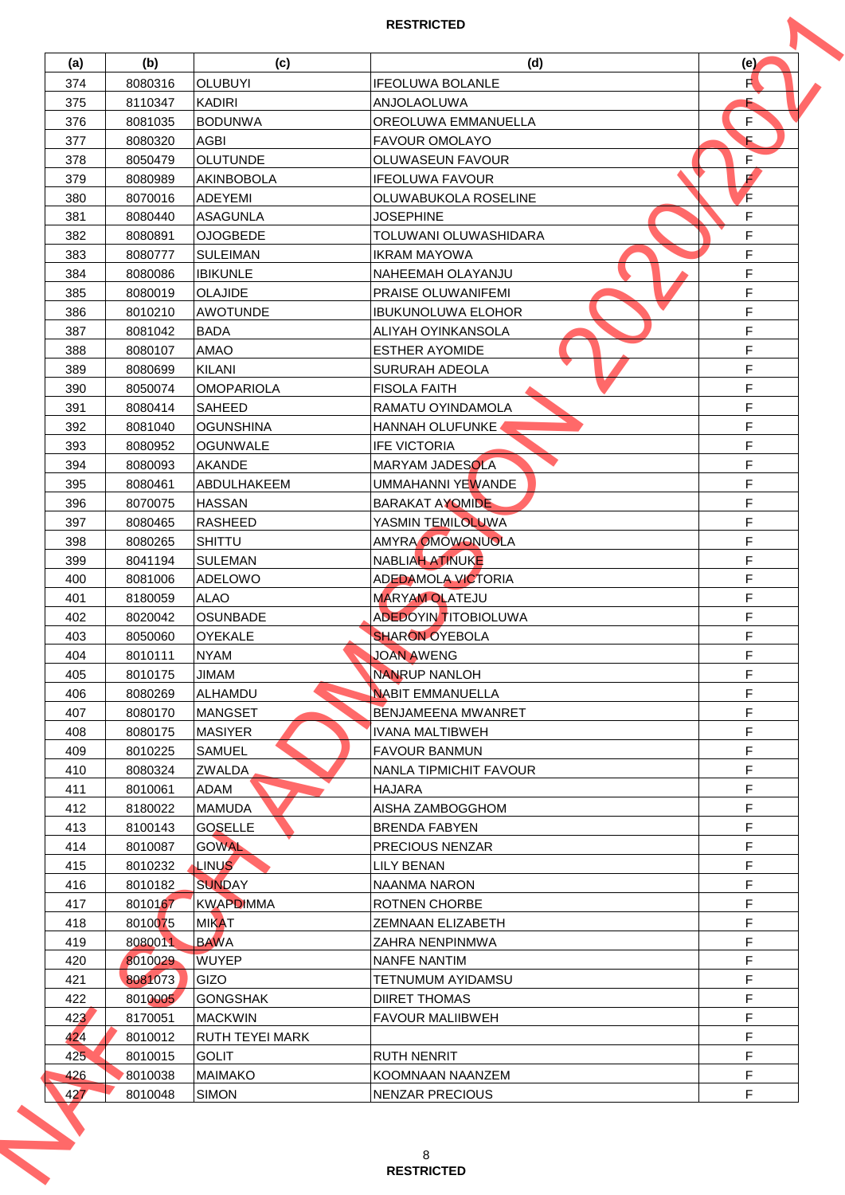| (a) | (b) | (c) | (d) | (e) |
|---|---|---|---|---|
| 374 | 8080316 | OLUBUYI | IFEOLUWA BOLANLE | F |
| 375 | 8110347 | KADIRI | ANJOLAOLUWA | F |
| 376 | 8081035 | BODUNWA | OREOLUWA EMMANUELLA | F |
| 377 | 8080320 | AGBI | FAVOUR OMOLAYO | F |
| 378 | 8050479 | OLUTUNDE | OLUWASEUN FAVOUR | F |
| 379 | 8080989 | AKINBOBOLA | IFEOLUWA FAVOUR | F |
| 380 | 8070016 | ADEYEMI | OLUWABUKOLA ROSELINE | F |
| 381 | 8080440 | ASAGUNLA | JOSEPHINE | F |
| 382 | 8080891 | OJOGBEDE | TOLUWANI OLUWASHIDARA | F |
| 383 | 8080777 | SULEIMAN | IKRAM MAYOWA | F |
| 384 | 8080086 | IBIKUNLE | NAHEEMAH OLAYANJU | F |
| 385 | 8080019 | OLAJIDE | PRAISE OLUWANIFEMI | F |
| 386 | 8010210 | AWOTUNDE | IBUKUNOLUWA ELOHOR | F |
| 387 | 8081042 | BADA | ALIYAH OYINKANSOLA | F |
| 388 | 8080107 | AMAO | ESTHER AYOMIDE | F |
| 389 | 8080699 | KILANI | SURURAH ADEOLA | F |
| 390 | 8050074 | OMOPARIOLA | FISOLA FAITH | F |
| 391 | 8080414 | SAHEED | RAMATU OYINDAMOLA | F |
| 392 | 8081040 | OGUNSHINA | HANNAH OLUFUNKE | F |
| 393 | 8080952 | OGUNWALE | IFE VICTORIA | F |
| 394 | 8080093 | AKANDE | MARYAM JADESOLA | F |
| 395 | 8080461 | ABDULHAKEEM | UMMAHANNI YEWANDE | F |
| 396 | 8070075 | HASSAN | BARAKAT AYOMIDE | F |
| 397 | 8080465 | RASHEED | YASMIN TEMILOLUWA | F |
| 398 | 8080265 | SHITTU | AMYRA OMOWONUOLA | F |
| 399 | 8041194 | SULEMAN | NABLIAH ATINUKE | F |
| 400 | 8081006 | ADELOWO | ADEDAMOLA VICTORIA | F |
| 401 | 8180059 | ALAO | MARYAM OLATEJU | F |
| 402 | 8020042 | OSUNBADE | ADEDOYIN TITOBIOLUWA | F |
| 403 | 8050060 | OYEKALE | SHARON OYEBOLA | F |
| 404 | 8010111 | NYAM | JOAN AWENG | F |
| 405 | 8010175 | JIMAM | NANRUP NANLOH | F |
| 406 | 8080269 | ALHAMDU | NABIT EMMANUELLA | F |
| 407 | 8080170 | MANGSET | BENJAMEENA MWANRET | F |
| 408 | 8080175 | MASIYER | IVANA MALTIBWEH | F |
| 409 | 8010225 | SAMUEL | FAVOUR BANMUN | F |
| 410 | 8080324 | ZWALDA | NANLA TIPMICHIT FAVOUR | F |
| 411 | 8010061 | ADAM | HAJARA | F |
| 412 | 8180022 | MAMUDA | AISHA ZAMBOGGHOM | F |
| 413 | 8100143 | GOSELLE | BRENDA FABYEN | F |
| 414 | 8010087 | GOWAL | PRECIOUS NENZAR | F |
| 415 | 8010232 | LINUS | LILY BENAN | F |
| 416 | 8010182 | SUNDAY | NAANMA NARON | F |
| 417 | 8010167 | KWAPDIMMA | ROTNEN CHORBE | F |
| 418 | 8010075 | MIKAT | ZEMNAAN ELIZABETH | F |
| 419 | 8080011 | BAWA | ZAHRA NENPINMWA | F |
| 420 | 8010029 | WUYEP | NANFE NANTIM | F |
| 421 | 8081073 | GIZO | TETNUMUM AYIDAMSU | F |
| 422 | 8010005 | GONGSHAK | DIIRET THOMAS | F |
| 423 | 8170051 | MACKWIN | FAVOUR MALIIBWEH | F |
| 424 | 8010012 | RUTH TEYEI MARK | | F |
| 425 | 8010015 | GOLIT | RUTH NENRIT | F |
| 426 | 8010038 | MAIMAKO | KOOMNAAN NAANZEM | F |
| 427 | 8010048 | SIMON | NENZAR PRECIOUS | F |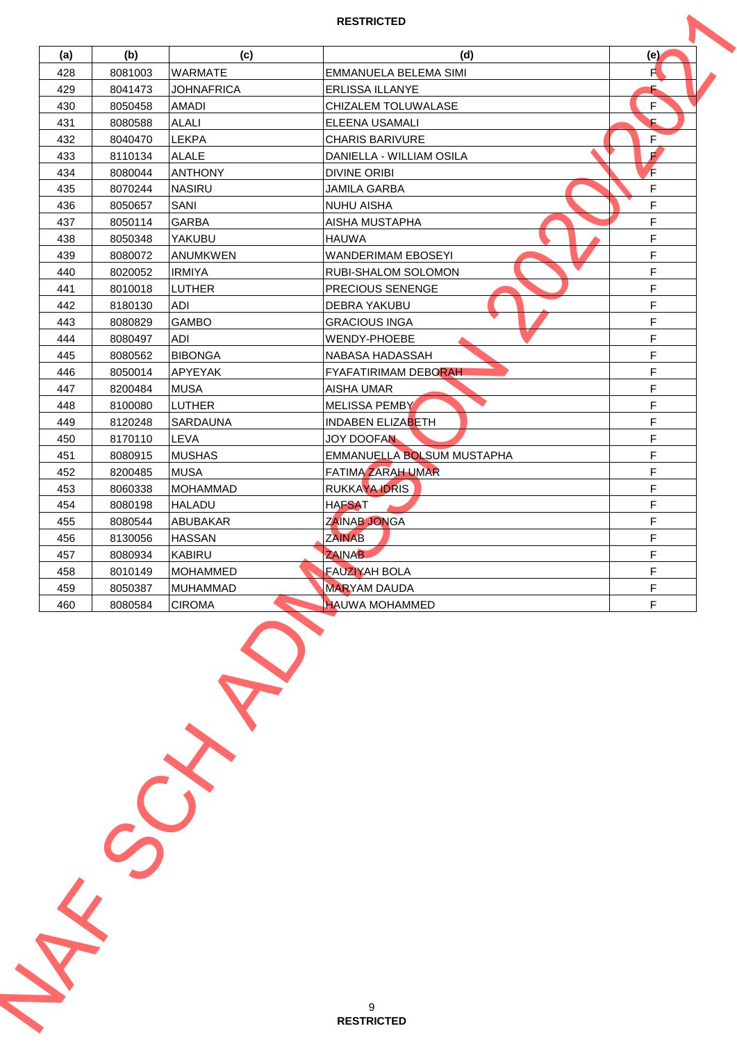| (a) | (b) | (c) | (d) | (e) |
|---|---|---|---|---|
| 428 | 8081003 | WARMATE | EMMANUELA BELEMA SIMI | F |
| 429 | 8041473 | JOHNAFRICA | ERLISSA ILLANYE | F |
| 430 | 8050458 | AMADI | CHIZALEM TOLUWALASE | F |
| 431 | 8080588 | ALALI | ELEENA USAMALI | F |
| 432 | 8040470 | LEKPA | CHARIS BARIVURE | F |
| 433 | 8110134 | ALALE | DANIELLA - WILLIAM OSILA | F |
| 434 | 8080044 | ANTHONY | DIVINE ORIBI | F |
| 435 | 8070244 | NASIRU | JAMILA GARBA | F |
| 436 | 8050657 | SANI | NUHU AISHA | F |
| 437 | 8050114 | GARBA | AISHA MUSTAPHA | F |
| 438 | 8050348 | YAKUBU | HAUWA | F |
| 439 | 8080072 | ANUMKWEN | WANDERIMAM EBOSEYI | F |
| 440 | 8020052 | IRMIYA | RUBI-SHALOM SOLOMON | F |
| 441 | 8010018 | LUTHER | PRECIOUS SENENGE | F |
| 442 | 8180130 | ADI | DEBRA YAKUBU | F |
| 443 | 8080829 | GAMBO | GRACIOUS INGA | F |
| 444 | 8080497 | ADI | WENDY-PHOEBE | F |
| 445 | 8080562 | BIBONGA | NABASA HADASSAH | F |
| 446 | 8050014 | APYEYAK | FYAFATIRIMAM DEBORAH | F |
| 447 | 8200484 | MUSA | AISHA UMAR | F |
| 448 | 8100080 | LUTHER | MELISSA PEMBY | F |
| 449 | 8120248 | SARDAUNA | INDABEN ELIZABETH | F |
| 450 | 8170110 | LEVA | JOY DOOFAN | F |
| 451 | 8080915 | MUSHAS | EMMANUELLA BOLSUM MUSTAPHA | F |
| 452 | 8200485 | MUSA | FATIMA ZARAH UMAR | F |
| 453 | 8060338 | MOHAMMAD | RUKKAYA IDRIS | F |
| 454 | 8080198 | HALADU | HAFSAT | F |
| 455 | 8080544 | ABUBAKAR | ZAINAB JONGA | F |
| 456 | 8130056 | HASSAN | ZAINAB | F |
| 457 | 8080934 | KABIRU | ZAINAB | F |
| 458 | 8010149 | MOHAMMED | FAUZIYAH BOLA | F |
| 459 | 8050387 | MUHAMMAD | MARYAM DAUDA | F |
| 460 | 8080584 | CIROMA | HAUWA MOHAMMED | F |